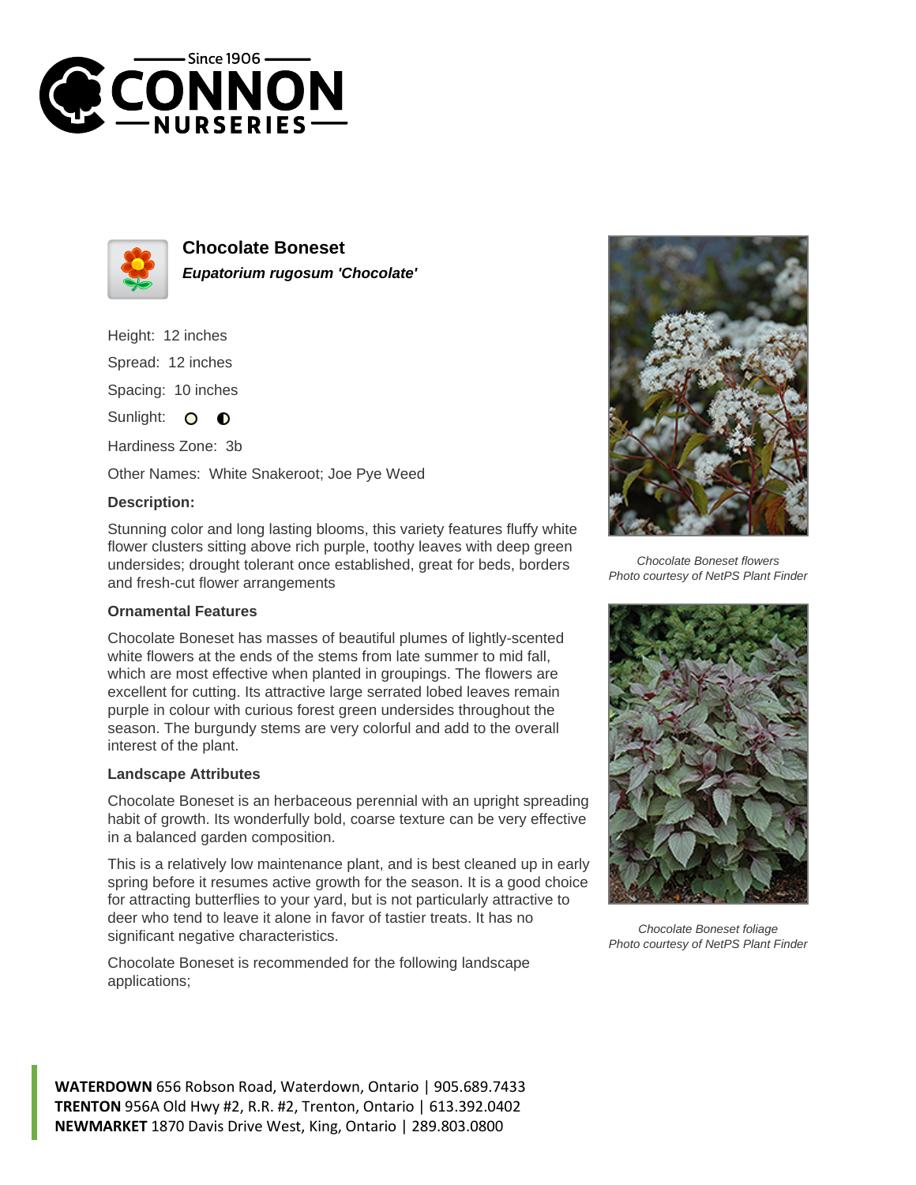# Chocolate Boneset

***Eupatorium rugosum 'Chocolate'***

Height: 12 inches

Spread: 12 inches

Spacing: 10 inches

Sunlight:

Hardiness Zone: 3b

Other Names: White Snakeroot; Joe Pye Weed

### Description:

Stunning color and long lasting blooms, this variety features fluffy white flower clusters sitting above rich purple, toothy leaves with deep green undersides; drought tolerant once established, great for beds, borders and fresh-cut flower arrangements

### Ornamental Features

Chocolate Boneset has masses of beautiful plumes of lightly-scented white flowers at the ends of the stems from late summer to mid fall, which are most effective when planted in groupings. The flowers are excellent for cutting. Its attractive large serrated lobed leaves remain purple in colour with curious forest green undersides throughout the season. The burgundy stems are very colorful and add to the overall interest of the plant.

### Landscape Attributes

Chocolate Boneset is an herbaceous perennial with an upright spreading habit of growth. Its wonderfully bold, coarse texture can be very effective in a balanced garden composition.

This is a relatively low maintenance plant, and is best cleaned up in early spring before it resumes active growth for the season. It is a good choice for attracting butterflies to your yard, but is not particularly attractive to deer who tend to leave it alone in favor of tastier treats. It has no significant negative characteristics.

Chocolate Boneset is recommended for the following landscape applications;

*Chocolate Boneset flowers*
*Photo courtesy of NetPS Plant Finder*

*Chocolate Boneset foliage*
*Photo courtesy of NetPS Plant Finder*

**WATERDOWN** 656 Robson Road, Waterdown, Ontario | 905.689.7433
**TRENTON** 956A Old Hwy #2, R.R. #2, Trenton, Ontario | 613.392.0402
**NEWMARKET** 1870 Davis Drive West, King, Ontario | 289.803.0800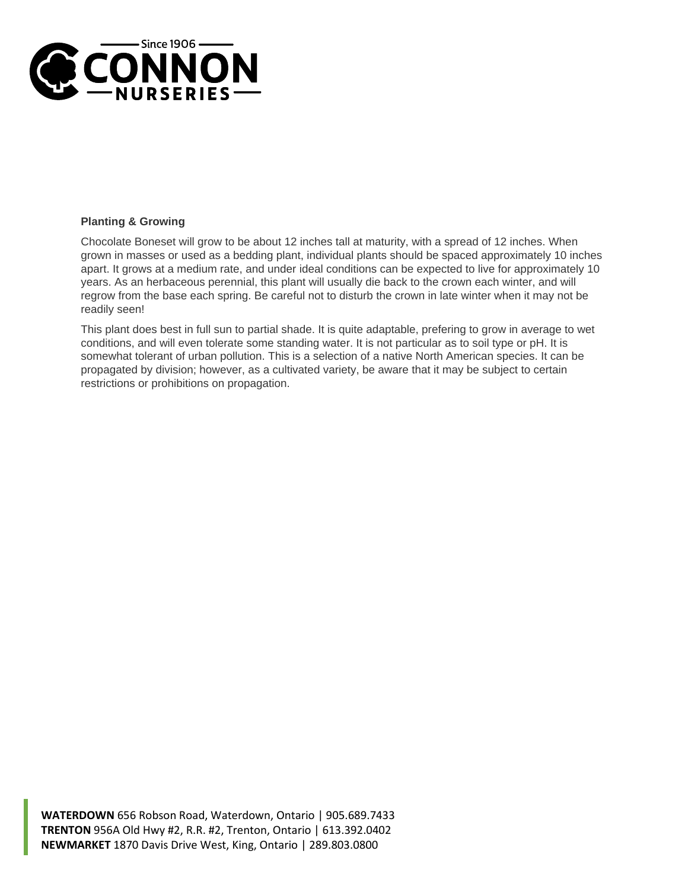### Planting & Growing

Chocolate Boneset will grow to be about 12 inches tall at maturity, with a spread of 12 inches. When grown in masses or used as a bedding plant, individual plants should be spaced approximately 10 inches apart. It grows at a medium rate, and under ideal conditions can be expected to live for approximately 10 years. As an herbaceous perennial, this plant will usually die back to the crown each winter, and will regrow from the base each spring. Be careful not to disturb the crown in late winter when it may not be readily seen!

This plant does best in full sun to partial shade. It is quite adaptable, prefering to grow in average to wet conditions, and will even tolerate some standing water. It is not particular as to soil type or pH. It is somewhat tolerant of urban pollution. This is a selection of a native North American species. It can be propagated by division; however, as a cultivated variety, be aware that it may be subject to certain restrictions or prohibitions on propagation.